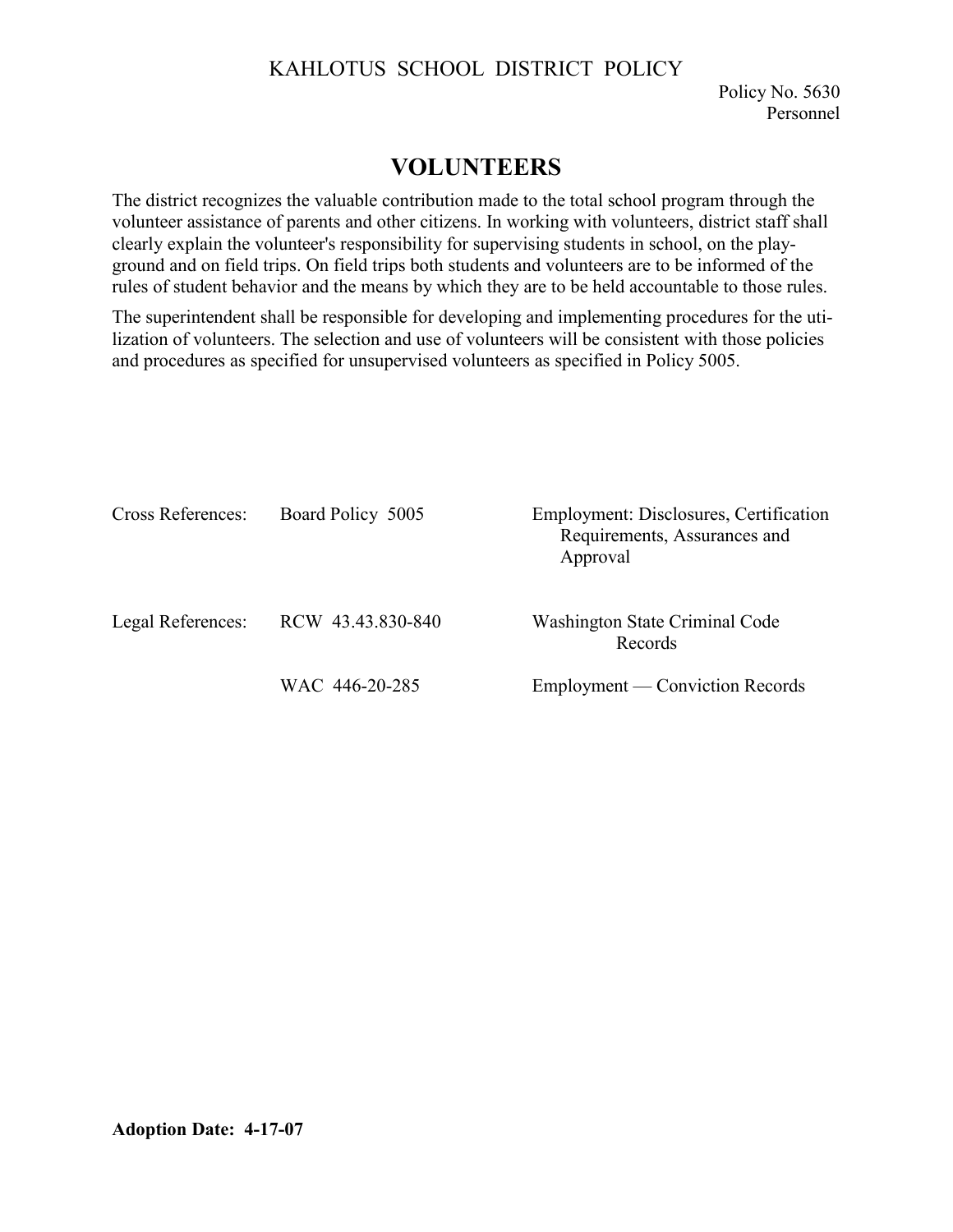KAHLOTUS SCHOOL DISTRICT POLICY

Policy No. 5630
Personnel

# VOLUNTEERS

The district recognizes the valuable contribution made to the total school program through the volunteer assistance of parents and other citizens. In working with volunteers, district staff shall clearly explain the volunteer's responsibility for supervising students in school, on the playground and on field trips. On field trips both students and volunteers are to be informed of the rules of student behavior and the means by which they are to be held accountable to those rules.

The superintendent shall be responsible for developing and implementing procedures for the utilization of volunteers. The selection and use of volunteers will be consistent with those policies and procedures as specified for unsupervised volunteers as specified in Policy 5005.

| | | |
|---|---|---|
| Cross References: | Board Policy 5005 | Employment: Disclosures, Certification Requirements, Assurances and Approval |
| Legal References: | RCW 43.43.830-840 | Washington State Criminal Code Records |
| | WAC 446-20-285 | Employment — Conviction Records |

**Adoption Date: 4-17-07**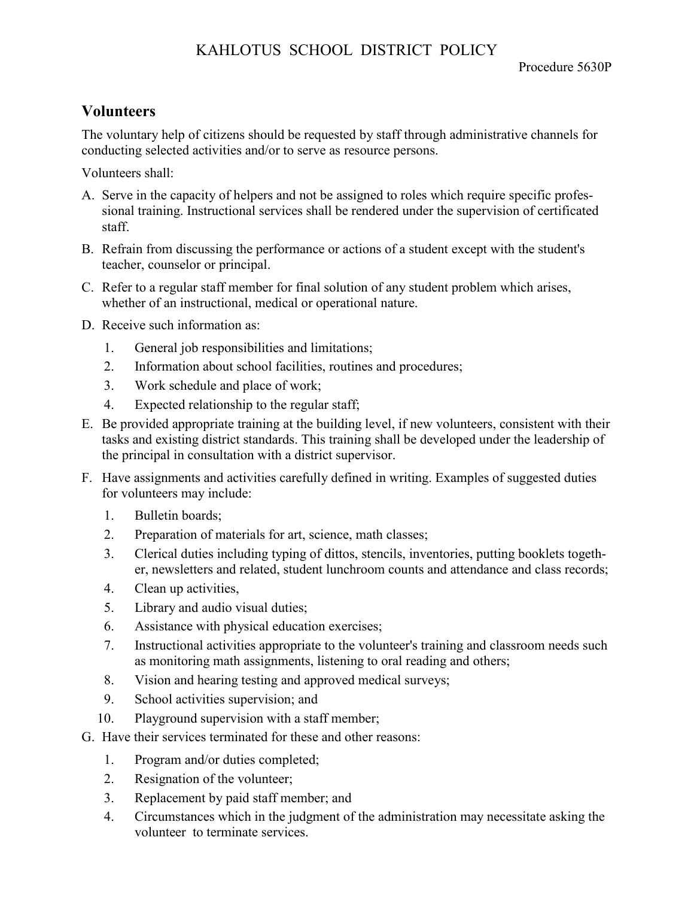# KAHLOTUS SCHOOL DISTRICT POLICY

Procedure 5630P

## Volunteers

The voluntary help of citizens should be requested by staff through administrative channels for conducting selected activities and/or to serve as resource persons.

Volunteers shall:

A. Serve in the capacity of helpers and not be assigned to roles which require specific professional training. Instructional services shall be rendered under the supervision of certificated staff.

B. Refrain from discussing the performance or actions of a student except with the student's teacher, counselor or principal.

C. Refer to a regular staff member for final solution of any student problem which arises, whether of an instructional, medical or operational nature.

D. Receive such information as:
   1. General job responsibilities and limitations;
   2. Information about school facilities, routines and procedures;
   3. Work schedule and place of work;
   4. Expected relationship to the regular staff;

E. Be provided appropriate training at the building level, if new volunteers, consistent with their tasks and existing district standards. This training shall be developed under the leadership of the principal in consultation with a district supervisor.

F. Have assignments and activities carefully defined in writing. Examples of suggested duties for volunteers may include:
   1. Bulletin boards;
   2. Preparation of materials for art, science, math classes;
   3. Clerical duties including typing of dittos, stencils, inventories, putting booklets together, newsletters and related, student lunchroom counts and attendance and class records;
   4. Clean up activities,
   5. Library and audio visual duties;
   6. Assistance with physical education exercises;
   7. Instructional activities appropriate to the volunteer's training and classroom needs such as monitoring math assignments, listening to oral reading and others;
   8. Vision and hearing testing and approved medical surveys;
   9. School activities supervision; and
   10. Playground supervision with a staff member;

G. Have their services terminated for these and other reasons:
   1. Program and/or duties completed;
   2. Resignation of the volunteer;
   3. Replacement by paid staff member; and
   4. Circumstances which in the judgment of the administration may necessitate asking the volunteer to terminate services.